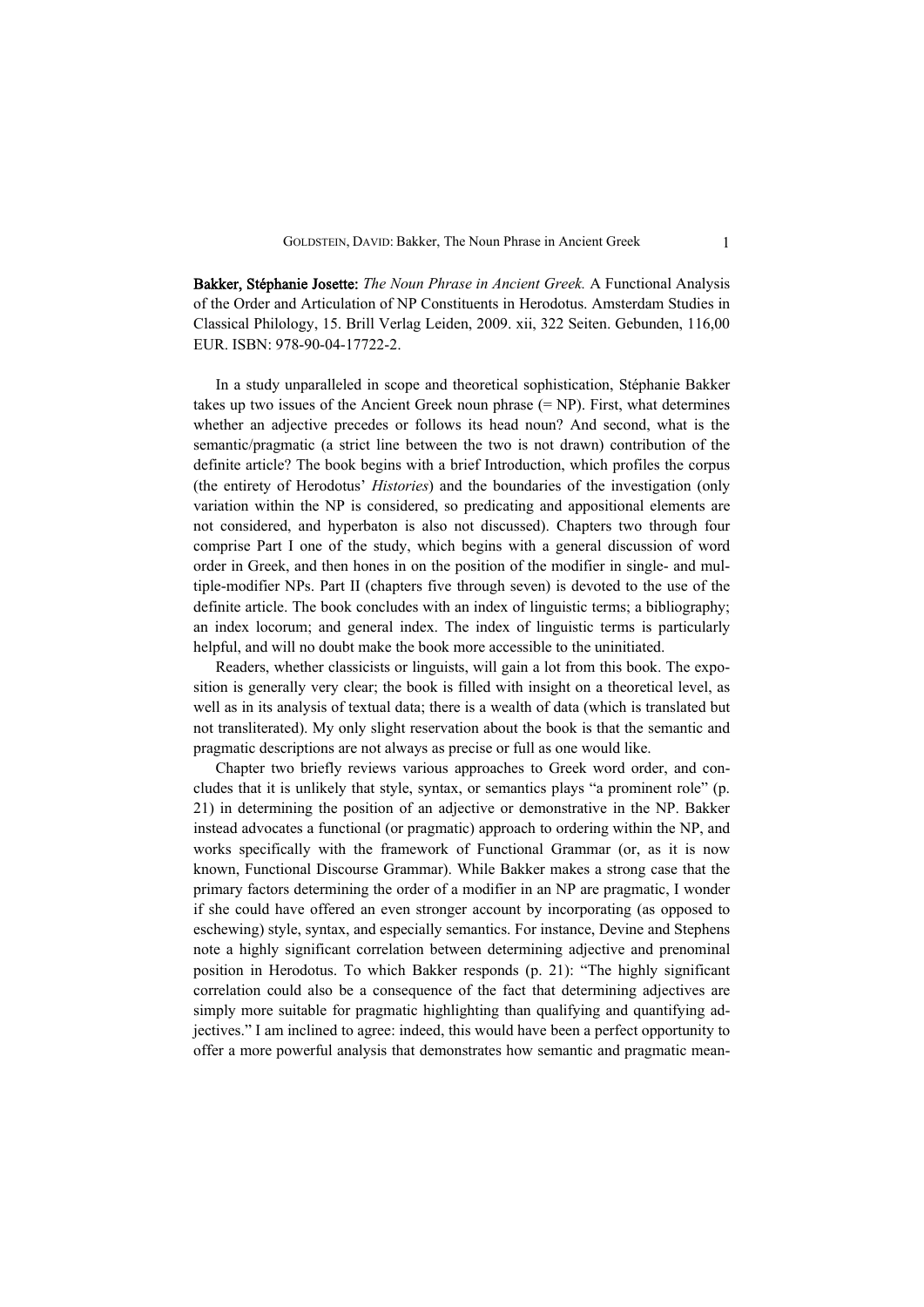**Bakker, Stéphanie Josette:** *The Noun Phrase in Ancient Greek.* A Functional Analysis of the Order and Articulation of NP Constituents in Herodotus. Amsterdam Studies in Classical Philology, 15. Brill Verlag Leiden, 2009. xii, 322 Seiten. Gebunden, 116,00 EUR. ISBN: 978-90-04-17722-2.

In a study unparalleled in scope and theoretical sophistication, Stéphanie Bakker takes up two issues of the Ancient Greek noun phrase (= NP). First, what determines whether an adjective precedes or follows its head noun? And second, what is the semantic/pragmatic (a strict line between the two is not drawn) contribution of the definite article? The book begins with a brief Introduction, which profiles the corpus (the entirety of Herodotus' *Histories*) and the boundaries of the investigation (only variation within the NP is considered, so predicating and appositional elements are not considered, and hyperbaton is also not discussed). Chapters two through four comprise Part I one of the study, which begins with a general discussion of word order in Greek, and then hones in on the position of the modifier in single- and multiple-modifier NPs. Part II (chapters five through seven) is devoted to the use of the definite article. The book concludes with an index of linguistic terms; a bibliography; an index locorum; and general index. The index of linguistic terms is particularly helpful, and will no doubt make the book more accessible to the uninitiated.

Readers, whether classicists or linguists, will gain a lot from this book. The exposition is generally very clear; the book is filled with insight on a theoretical level, as well as in its analysis of textual data; there is a wealth of data (which is translated but not transliterated). My only slight reservation about the book is that the semantic and pragmatic descriptions are not always as precise or full as one would like.

Chapter two briefly reviews various approaches to Greek word order, and concludes that it is unlikely that style, syntax, or semantics plays "a prominent role" (p. 21) in determining the position of an adjective or demonstrative in the NP. Bakker instead advocates a functional (or pragmatic) approach to ordering within the NP, and works specifically with the framework of Functional Grammar (or, as it is now known, Functional Discourse Grammar). While Bakker makes a strong case that the primary factors determining the order of a modifier in an NP are pragmatic, I wonder if she could have offered an even stronger account by incorporating (as opposed to eschewing) style, syntax, and especially semantics. For instance, Devine and Stephens note a highly significant correlation between determining adjective and prenominal position in Herodotus. To which Bakker responds (p. 21): "The highly significant correlation could also be a consequence of the fact that determining adjectives are simply more suitable for pragmatic highlighting than qualifying and quantifying adjectives." I am inclined to agree: indeed, this would have been a perfect opportunity to offer a more powerful analysis that demonstrates how semantic and pragmatic mean-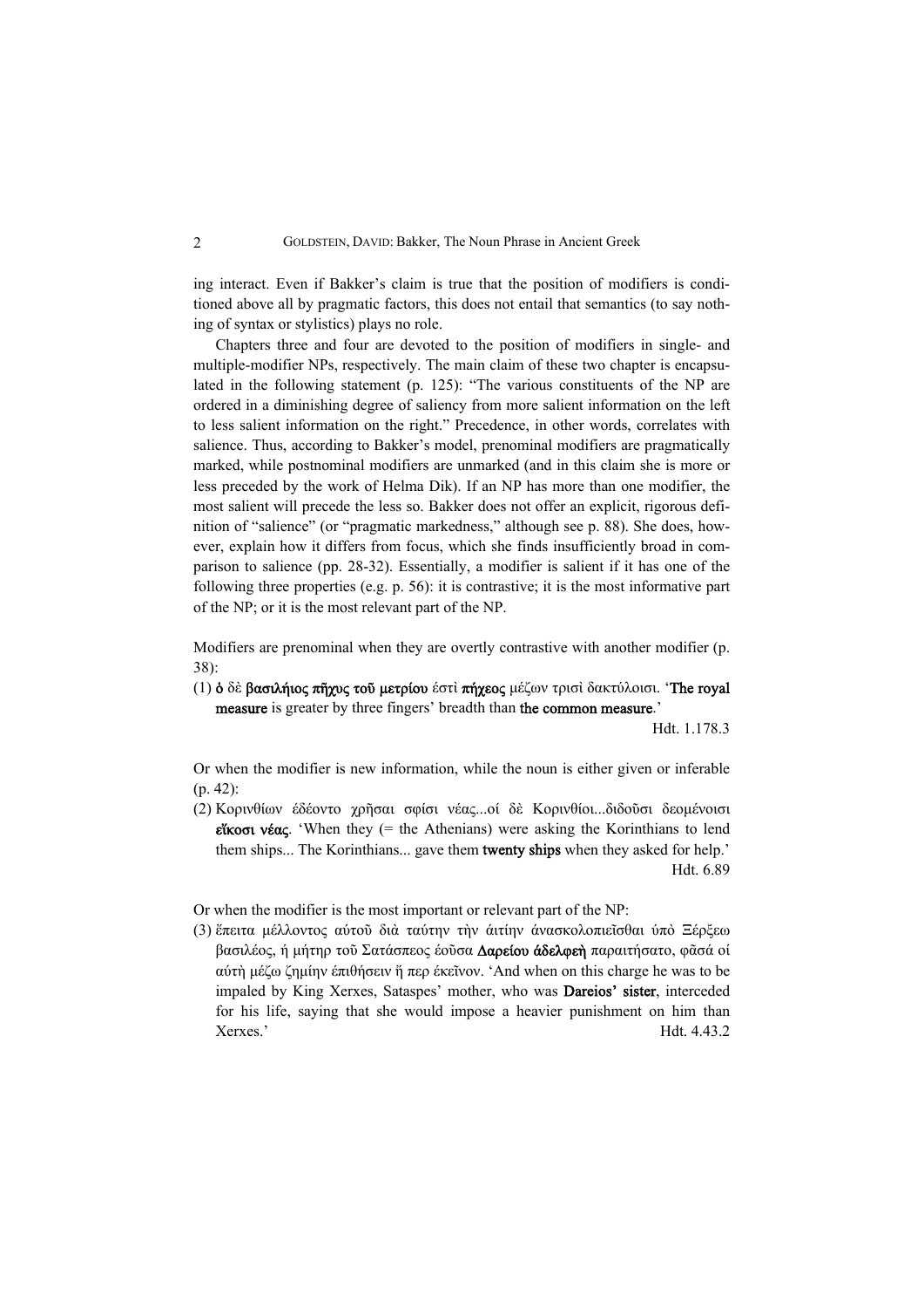ing interact. Even if Bakker's claim is true that the position of modifiers is conditioned above all by pragmatic factors, this does not entail that semantics (to say nothing of syntax or stylistics) plays no role.

Chapters three and four are devoted to the position of modifiers in single- and multiple-modifier NPs, respectively. The main claim of these two chapter is encapsulated in the following statement (p. 125): "The various constituents of the NP are ordered in a diminishing degree of saliency from more salient information on the left to less salient information on the right." Precedence, in other words, correlates with salience. Thus, according to Bakker's model, prenominal modifiers are pragmatically marked, while postnominal modifiers are unmarked (and in this claim she is more or less preceded by the work of Helma Dik). If an NP has more than one modifier, the most salient will precede the less so. Bakker does not offer an explicit, rigorous definition of "salience" (or "pragmatic markedness," although see p. 88). She does, however, explain how it differs from focus, which she finds insufficiently broad in comparison to salience (pp. 28-32). Essentially, a modifier is salient if it has one of the following three properties (e.g. p. 56): it is contrastive; it is the most informative part of the NP; or it is the most relevant part of the NP.

Modifiers are prenominal when they are overtly contrastive with another modifier (p. 38):

(1) **ὁ** δὲ **βασιλήιος πῆχυς τοῦ μετρίου** ἐστὶ **πήχεος** μέζων τρισὶ δακτύλοισι. '**The royal measure** is greater by three fingers' breadth than **the common measure**.'
Hdt. 1.178.3

Or when the modifier is new information, while the noun is either given or inferable (p. 42):

(2) Κορινθίων ἐδέοντο χρῆσαι σφίσι νέας...οἱ δὲ Κορινθίοι...διδοῦσι δεομένοισι **εἴκοσι νέας**. 'When they (= the Athenians) were asking the Korinthians to lend them ships... The Korinthians... gave them **twenty ships** when they asked for help.'
Hdt. 6.89

Or when the modifier is the most important or relevant part of the NP:

(3) ἔπειτα μέλλοντος αὐτοῦ διὰ ταύτην τὴν αἰτίην ἀνασκολοπιεῖσθαι ὑπὸ Ξέρξεω βασιλέος, ἡ μήτηρ τοῦ Σατάσπεος ἐοῦσα **Δαρείου ἀδελφεὴ** παραιτήσατο, φᾶσά οἱ αὐτὴ μέζω ζημίην ἐπιθήσειν ἤ περ ἐκεῖνον. 'And when on this charge he was to be impaled by King Xerxes, Sataspes' mother, who was **Dareios' sister**, interceded for his life, saying that she would impose a heavier punishment on him than Xerxes.'
Hdt. 4.43.2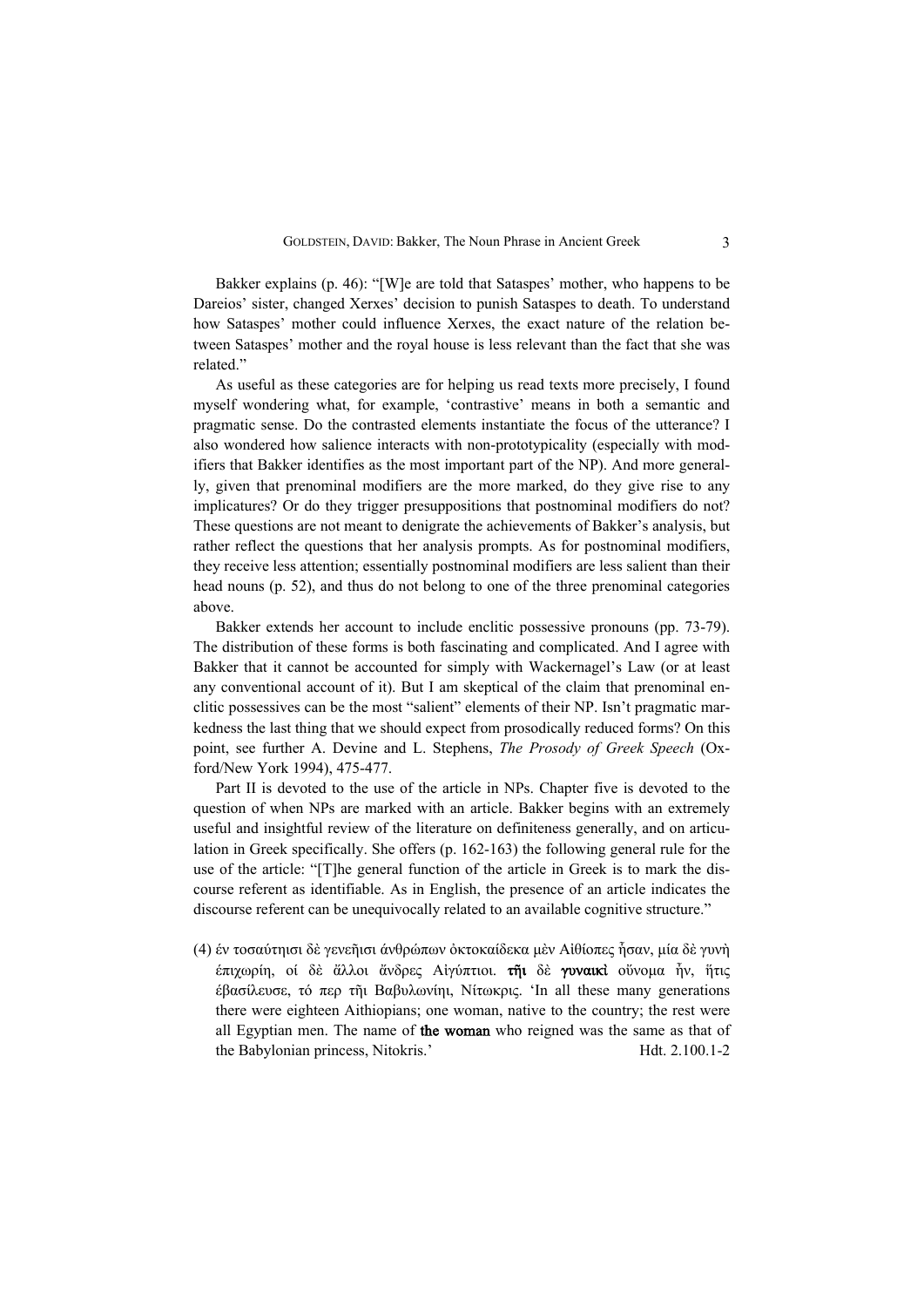Bakker explains (p. 46): "[W]e are told that Sataspes' mother, who happens to be Dareios' sister, changed Xerxes' decision to punish Sataspes to death. To understand how Sataspes' mother could influence Xerxes, the exact nature of the relation between Sataspes' mother and the royal house is less relevant than the fact that she was related."

As useful as these categories are for helping us read texts more precisely, I found myself wondering what, for example, 'contrastive' means in both a semantic and pragmatic sense. Do the contrasted elements instantiate the focus of the utterance? I also wondered how salience interacts with non-prototypicality (especially with modifiers that Bakker identifies as the most important part of the NP). And more generally, given that prenominal modifiers are the more marked, do they give rise to any implicatures? Or do they trigger presuppositions that postnominal modifiers do not? These questions are not meant to denigrate the achievements of Bakker's analysis, but rather reflect the questions that her analysis prompts. As for postnominal modifiers, they receive less attention; essentially postnominal modifiers are less salient than their head nouns (p. 52), and thus do not belong to one of the three prenominal categories above.

Bakker extends her account to include enclitic possessive pronouns (pp. 73-79). The distribution of these forms is both fascinating and complicated. And I agree with Bakker that it cannot be accounted for simply with Wackernagel's Law (or at least any conventional account of it). But I am skeptical of the claim that prenominal enclitic possessives can be the most "salient" elements of their NP. Isn't pragmatic markedness the last thing that we should expect from prosodically reduced forms? On this point, see further A. Devine and L. Stephens, *The Prosody of Greek Speech* (Oxford/New York 1994), 475-477.

Part II is devoted to the use of the article in NPs. Chapter five is devoted to the question of when NPs are marked with an article. Bakker begins with an extremely useful and insightful review of the literature on definiteness generally, and on articulation in Greek specifically. She offers (p. 162-163) the following general rule for the use of the article: "[T]he general function of the article in Greek is to mark the discourse referent as identifiable. As in English, the presence of an article indicates the discourse referent can be unequivocally related to an available cognitive structure."

(4) ἐν τοσαύτῃσι δὲ γενεῇσι ἀνθρώπων ὀκτοκαίδεκα μὲν Αἰθίοπες ἦσαν, μία δὲ γυνὴ ἐπιχωρίη, οἱ δὲ ἄλλοι ἄνδρες Αἰγύπτιοι. **τῇι** δὲ **γυναικὶ** οὔνομα ἦν, ἥτις ἐβασίλευσε, τό περ τῇι Βαβυλωνίῃι, Νίτωκρις. 'In all these many generations there were eighteen Aithiopians; one woman, native to the country; the rest were all Egyptian men. The name of **the woman** who reigned was the same as that of the Babylonian princess, Nitokris.' Hdt. 2.100.1-2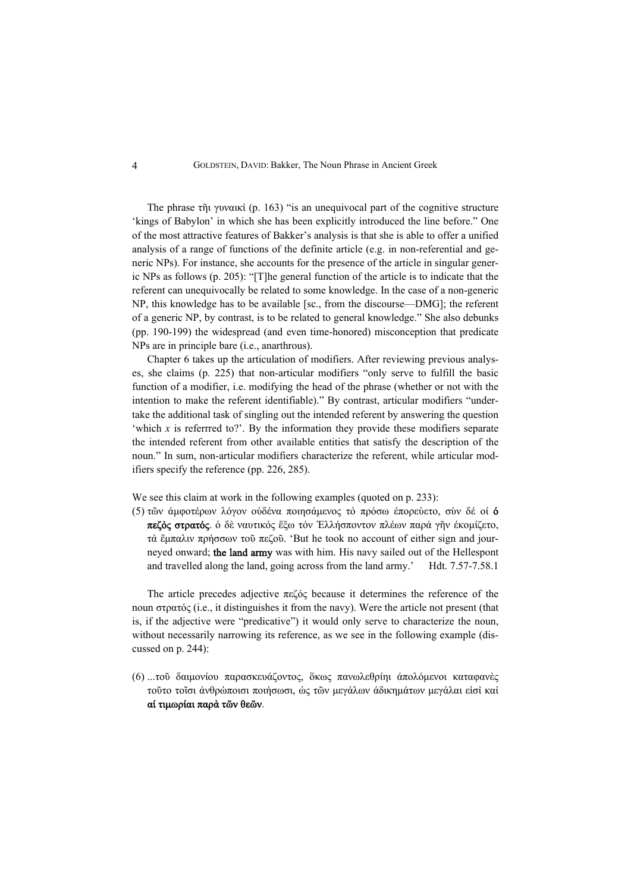The phrase τῆι γυναικὶ (p. 163) "is an unequivocal part of the cognitive structure 'kings of Babylon' in which she has been explicitly introduced the line before." One of the most attractive features of Bakker's analysis is that she is able to offer a unified analysis of a range of functions of the definite article (e.g. in non-referential and generic NPs). For instance, she accounts for the presence of the article in singular generic NPs as follows (p. 205): "[T]he general function of the article is to indicate that the referent can unequivocally be related to some knowledge. In the case of a non-generic NP, this knowledge has to be available [sc., from the discourse—DMG]; the referent of a generic NP, by contrast, is to be related to general knowledge." She also debunks (pp. 190-199) the widespread (and even time-honored) misconception that predicate NPs are in principle bare (i.e., anarthrous).

Chapter 6 takes up the articulation of modifiers. After reviewing previous analyses, she claims (p. 225) that non-articular modifiers "only serve to fulfill the basic function of a modifier, i.e. modifying the head of the phrase (whether or not with the intention to make the referent identifiable)." By contrast, articular modifiers "undertake the additional task of singling out the intended referent by answering the question 'which *x* is referrred to?'. By the information they provide these modifiers separate the intended referent from other available entities that satisfy the description of the noun." In sum, non-articular modifiers characterize the referent, while articular modifiers specify the reference (pp. 226, 285).

We see this claim at work in the following examples (quoted on p. 233):

(5) τῶν ἀμφοτέρων λόγον οὐδένα ποιησάμενος τὸ πρόσω ἐπορεύετο, σὺν δέ οἱ **ὁ πεζὸς στρατός**. ὁ δὲ ναυτικὸς ἔξω τὸν Ἑλλήσποντον πλέων παρὰ γῆν ἐκομίζετο, τὰ ἔμπαλιν πρήσσων τοῦ πεζοῦ. 'But he took no account of either sign and journeyed onward; **the land army** was with him. His navy sailed out of the Hellespont and travelled along the land, going across from the land army.' Hdt. 7.57-7.58.1

The article precedes adjective πεζός because it determines the reference of the noun στρατός (i.e., it distinguishes it from the navy). Were the article not present (that is, if the adjective were "predicative") it would only serve to characterize the noun, without necessarily narrowing its reference, as we see in the following example (discussed on p. 244):

(6) ...τοῦ δαιμονίου παρασκευάζοντος, ὅκως πανωλεθρίηι ἀπολόμενοι καταφανὲς τοῦτο τοῖσι ἀνθρώποισι ποιήσωσι, ὡς τῶν μεγάλων ἀδικημάτων μεγάλαι εἰσὶ καὶ **αἱ τιμωρίαι παρὰ τῶν θεῶν**.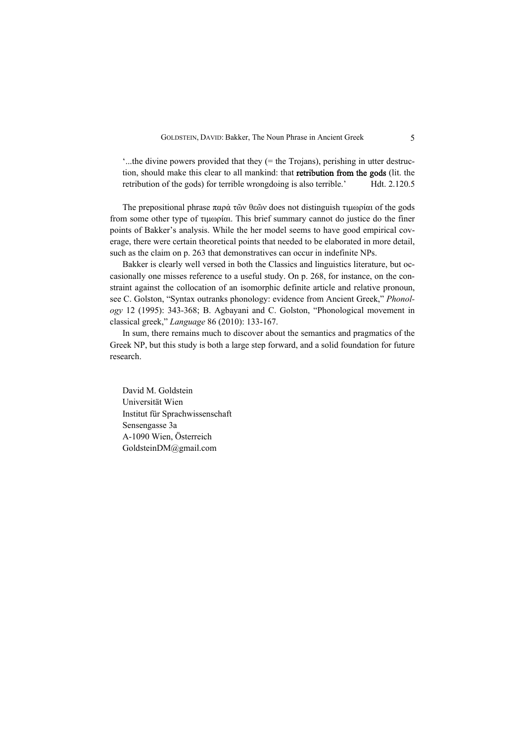'...the divine powers provided that they (= the Trojans), perishing in utter destruction, should make this clear to all mankind: that **retribution from the gods** (lit. the retribution of the gods) for terrible wrongdoing is also terrible.' Hdt. 2.120.5

The prepositional phrase παρὰ τῶν θεῶν does not distinguish τιμωρίαι of the gods from some other type of τιμωρίαι. This brief summary cannot do justice do the finer points of Bakker's analysis. While the her model seems to have good empirical coverage, there were certain theoretical points that needed to be elaborated in more detail, such as the claim on p. 263 that demonstratives can occur in indefinite NPs.

Bakker is clearly well versed in both the Classics and linguistics literature, but occasionally one misses reference to a useful study. On p. 268, for instance, on the constraint against the collocation of an isomorphic definite article and relative pronoun, see C. Golston, "Syntax outranks phonology: evidence from Ancient Greek," *Phonology* 12 (1995): 343-368; B. Agbayani and C. Golston, "Phonological movement in classical greek," *Language* 86 (2010): 133-167.

In sum, there remains much to discover about the semantics and pragmatics of the Greek NP, but this study is both a large step forward, and a solid foundation for future research.

David M. Goldstein
Universität Wien
Institut für Sprachwissenschaft
Sensengasse 3a
A-1090 Wien, Österreich
GoldsteinDM@gmail.com